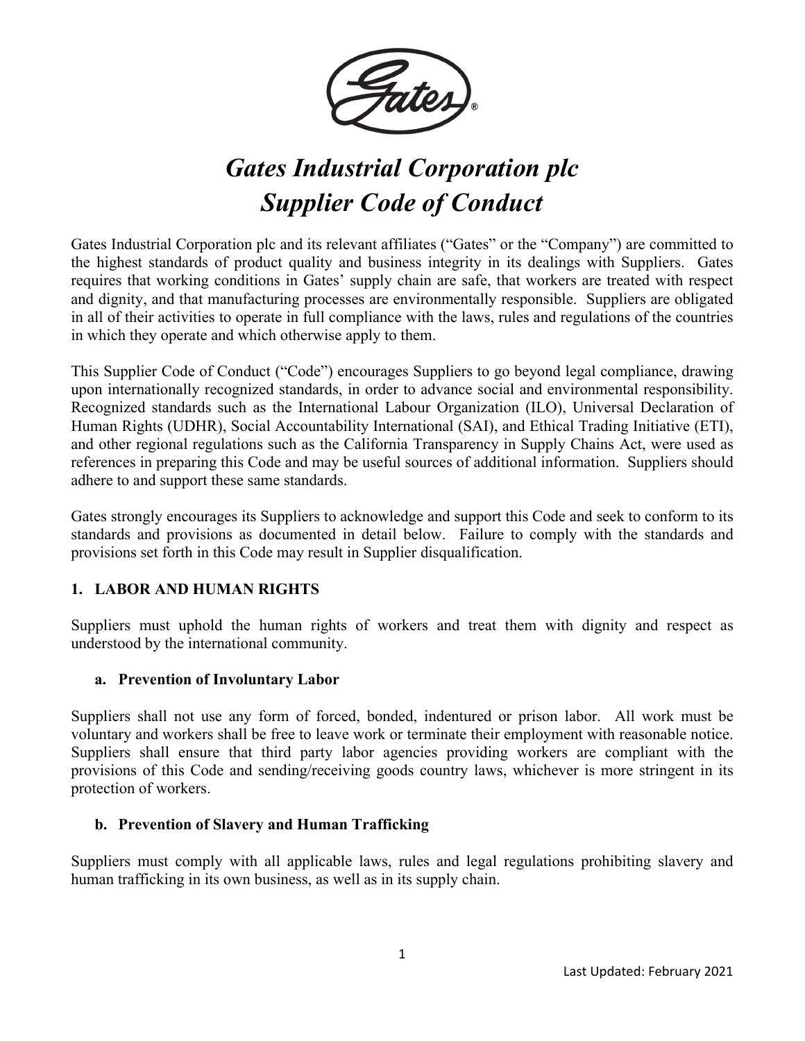# *Gates Industrial Corporation plc Supplier Code of Conduct*

Gates Industrial Corporation plc and its relevant affiliates ("Gates" or the "Company") are committed to the highest standards of product quality and business integrity in its dealings with Suppliers. Gates requires that working conditions in Gates' supply chain are safe, that workers are treated with respect and dignity, and that manufacturing processes are environmentally responsible. Suppliers are obligated in all of their activities to operate in full compliance with the laws, rules and regulations of the countries in which they operate and which otherwise apply to them.

This Supplier Code of Conduct ("Code") encourages Suppliers to go beyond legal compliance, drawing upon internationally recognized standards, in order to advance social and environmental responsibility. Recognized standards such as the International Labour Organization (ILO), Universal Declaration of Human Rights (UDHR), Social Accountability International (SAI), and Ethical Trading Initiative (ETI), and other regional regulations such as the California Transparency in Supply Chains Act, were used as references in preparing this Code and may be useful sources of additional information. Suppliers should adhere to and support these same standards.

Gates strongly encourages its Suppliers to acknowledge and support this Code and seek to conform to its standards and provisions as documented in detail below. Failure to comply with the standards and provisions set forth in this Code may result in Supplier disqualification.

## 1. LABOR AND HUMAN RIGHTS

Suppliers must uphold the human rights of workers and treat them with dignity and respect as understood by the international community.

### a. Prevention of Involuntary Labor

Suppliers shall not use any form of forced, bonded, indentured or prison labor. All work must be voluntary and workers shall be free to leave work or terminate their employment with reasonable notice. Suppliers shall ensure that third party labor agencies providing workers are compliant with the provisions of this Code and sending/receiving goods country laws, whichever is more stringent in its protection of workers.

### b. Prevention of Slavery and Human Trafficking

Suppliers must comply with all applicable laws, rules and legal regulations prohibiting slavery and human trafficking in its own business, as well as in its supply chain.

Last Updated: February 2021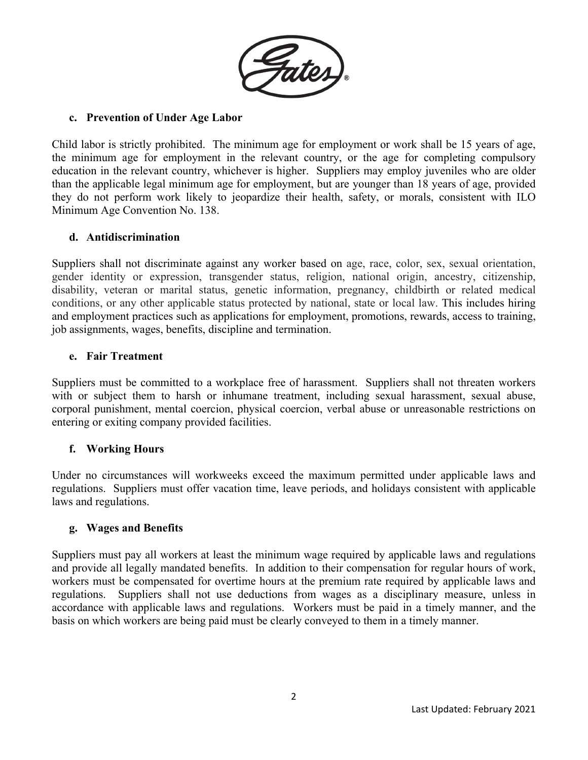#### c. Prevention of Under Age Labor

Child labor is strictly prohibited. The minimum age for employment or work shall be 15 years of age, the minimum age for employment in the relevant country, or the age for completing compulsory education in the relevant country, whichever is higher. Suppliers may employ juveniles who are older than the applicable legal minimum age for employment, but are younger than 18 years of age, provided they do not perform work likely to jeopardize their health, safety, or morals, consistent with ILO Minimum Age Convention No. 138.

#### d. Antidiscrimination

Suppliers shall not discriminate against any worker based on age, race, color, sex, sexual orientation, gender identity or expression, transgender status, religion, national origin, ancestry, citizenship, disability, veteran or marital status, genetic information, pregnancy, childbirth or related medical conditions, or any other applicable status protected by national, state or local law. This includes hiring and employment practices such as applications for employment, promotions, rewards, access to training, job assignments, wages, benefits, discipline and termination.

#### e. Fair Treatment

Suppliers must be committed to a workplace free of harassment. Suppliers shall not threaten workers with or subject them to harsh or inhumane treatment, including sexual harassment, sexual abuse, corporal punishment, mental coercion, physical coercion, verbal abuse or unreasonable restrictions on entering or exiting company provided facilities.

#### f. Working Hours

Under no circumstances will workweeks exceed the maximum permitted under applicable laws and regulations. Suppliers must offer vacation time, leave periods, and holidays consistent with applicable laws and regulations.

#### g. Wages and Benefits

Suppliers must pay all workers at least the minimum wage required by applicable laws and regulations and provide all legally mandated benefits. In addition to their compensation for regular hours of work, workers must be compensated for overtime hours at the premium rate required by applicable laws and regulations. Suppliers shall not use deductions from wages as a disciplinary measure, unless in accordance with applicable laws and regulations. Workers must be paid in a timely manner, and the basis on which workers are being paid must be clearly conveyed to them in a timely manner.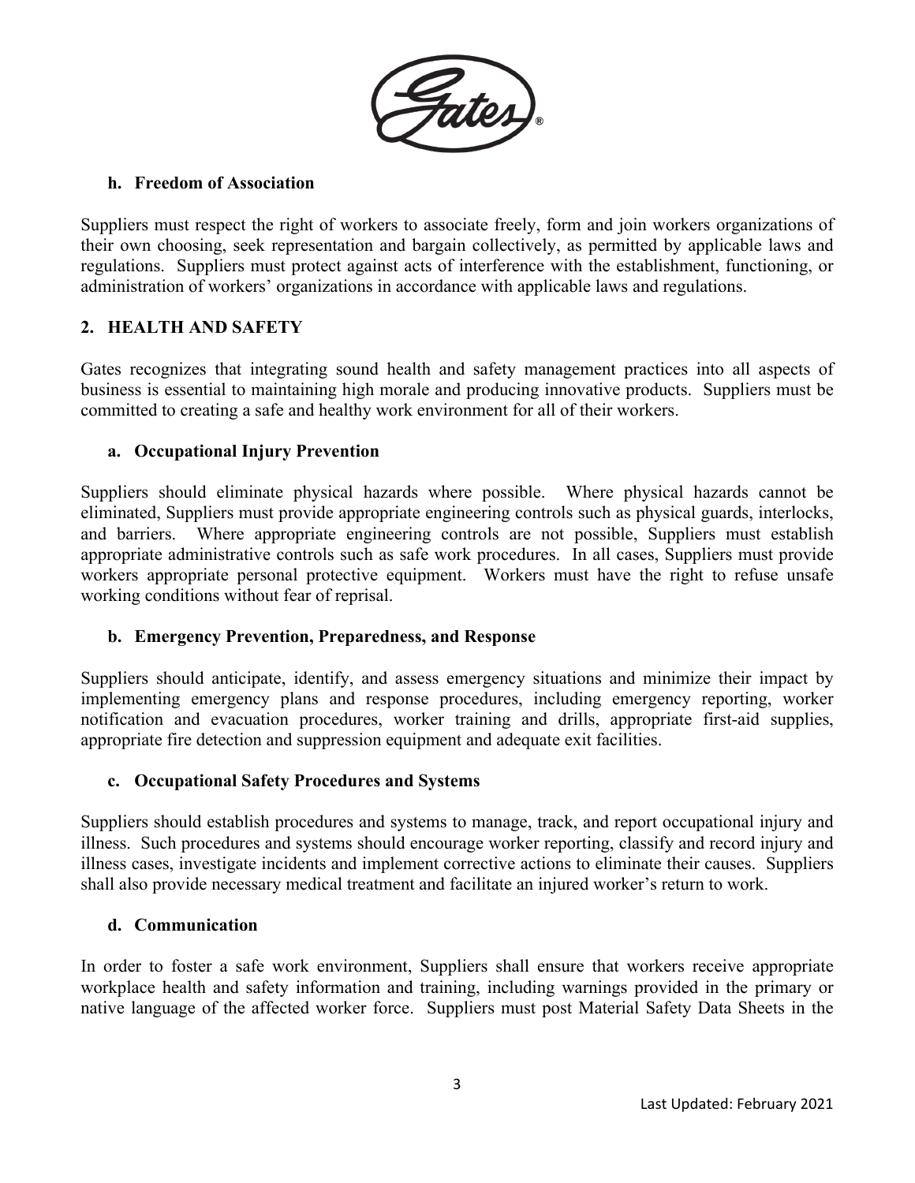### h. Freedom of Association

Suppliers must respect the right of workers to associate freely, form and join workers organizations of their own choosing, seek representation and bargain collectively, as permitted by applicable laws and regulations. Suppliers must protect against acts of interference with the establishment, functioning, or administration of workers' organizations in accordance with applicable laws and regulations.

## 2. HEALTH AND SAFETY

Gates recognizes that integrating sound health and safety management practices into all aspects of business is essential to maintaining high morale and producing innovative products. Suppliers must be committed to creating a safe and healthy work environment for all of their workers.

### a. Occupational Injury Prevention

Suppliers should eliminate physical hazards where possible. Where physical hazards cannot be eliminated, Suppliers must provide appropriate engineering controls such as physical guards, interlocks, and barriers. Where appropriate engineering controls are not possible, Suppliers must establish appropriate administrative controls such as safe work procedures. In all cases, Suppliers must provide workers appropriate personal protective equipment. Workers must have the right to refuse unsafe working conditions without fear of reprisal.

### b. Emergency Prevention, Preparedness, and Response

Suppliers should anticipate, identify, and assess emergency situations and minimize their impact by implementing emergency plans and response procedures, including emergency reporting, worker notification and evacuation procedures, worker training and drills, appropriate first-aid supplies, appropriate fire detection and suppression equipment and adequate exit facilities.

### c. Occupational Safety Procedures and Systems

Suppliers should establish procedures and systems to manage, track, and report occupational injury and illness. Such procedures and systems should encourage worker reporting, classify and record injury and illness cases, investigate incidents and implement corrective actions to eliminate their causes. Suppliers shall also provide necessary medical treatment and facilitate an injured worker's return to work.

### d. Communication

In order to foster a safe work environment, Suppliers shall ensure that workers receive appropriate workplace health and safety information and training, including warnings provided in the primary or native language of the affected worker force. Suppliers must post Material Safety Data Sheets in the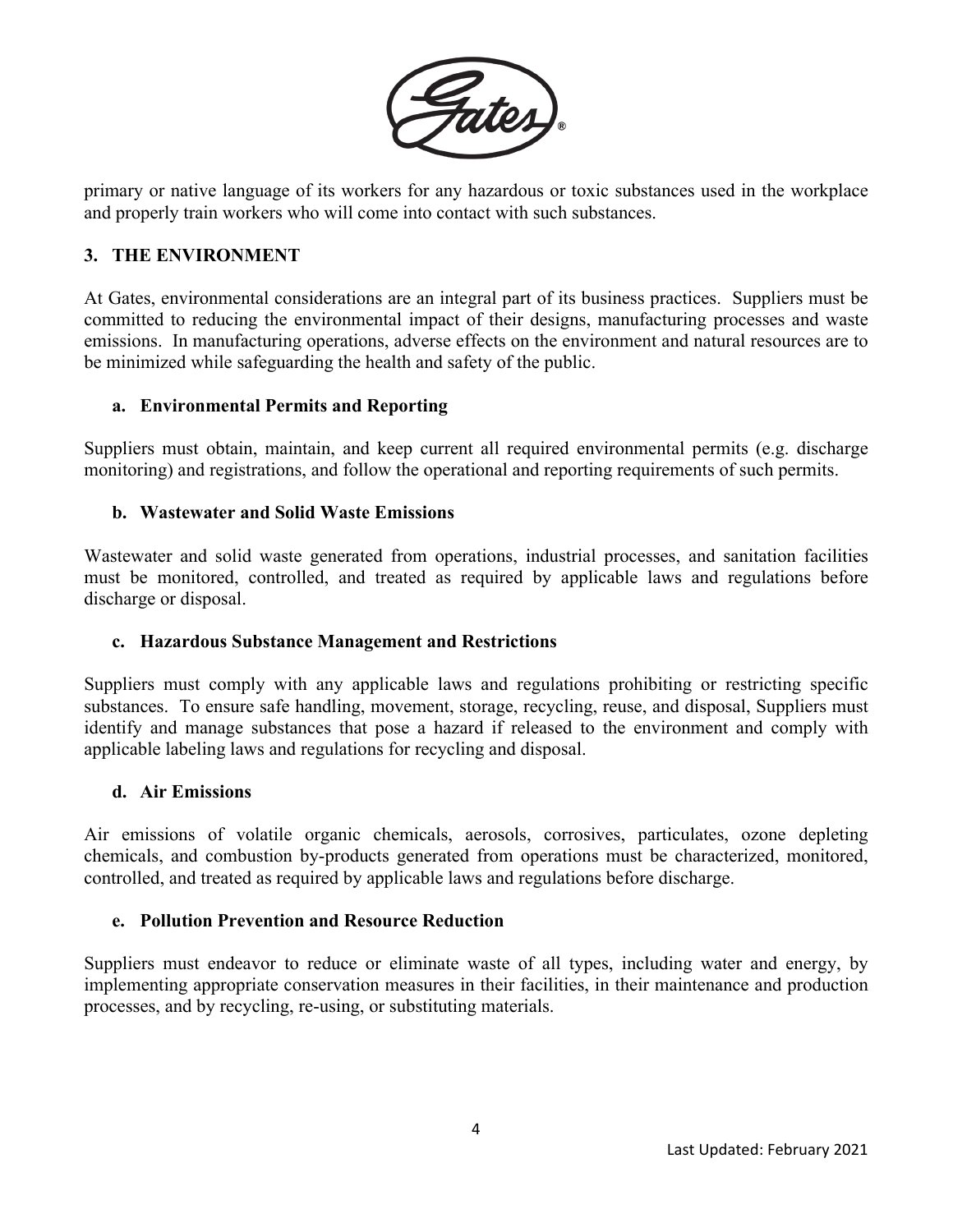primary or native language of its workers for any hazardous or toxic substances used in the workplace and properly train workers who will come into contact with such substances.

## 3. THE ENVIRONMENT

At Gates, environmental considerations are an integral part of its business practices. Suppliers must be committed to reducing the environmental impact of their designs, manufacturing processes and waste emissions. In manufacturing operations, adverse effects on the environment and natural resources are to be minimized while safeguarding the health and safety of the public.

### a. Environmental Permits and Reporting

Suppliers must obtain, maintain, and keep current all required environmental permits (e.g. discharge monitoring) and registrations, and follow the operational and reporting requirements of such permits.

### b. Wastewater and Solid Waste Emissions

Wastewater and solid waste generated from operations, industrial processes, and sanitation facilities must be monitored, controlled, and treated as required by applicable laws and regulations before discharge or disposal.

### c. Hazardous Substance Management and Restrictions

Suppliers must comply with any applicable laws and regulations prohibiting or restricting specific substances. To ensure safe handling, movement, storage, recycling, reuse, and disposal, Suppliers must identify and manage substances that pose a hazard if released to the environment and comply with applicable labeling laws and regulations for recycling and disposal.

### d. Air Emissions

Air emissions of volatile organic chemicals, aerosols, corrosives, particulates, ozone depleting chemicals, and combustion by-products generated from operations must be characterized, monitored, controlled, and treated as required by applicable laws and regulations before discharge.

### e. Pollution Prevention and Resource Reduction

Suppliers must endeavor to reduce or eliminate waste of all types, including water and energy, by implementing appropriate conservation measures in their facilities, in their maintenance and production processes, and by recycling, re-using, or substituting materials.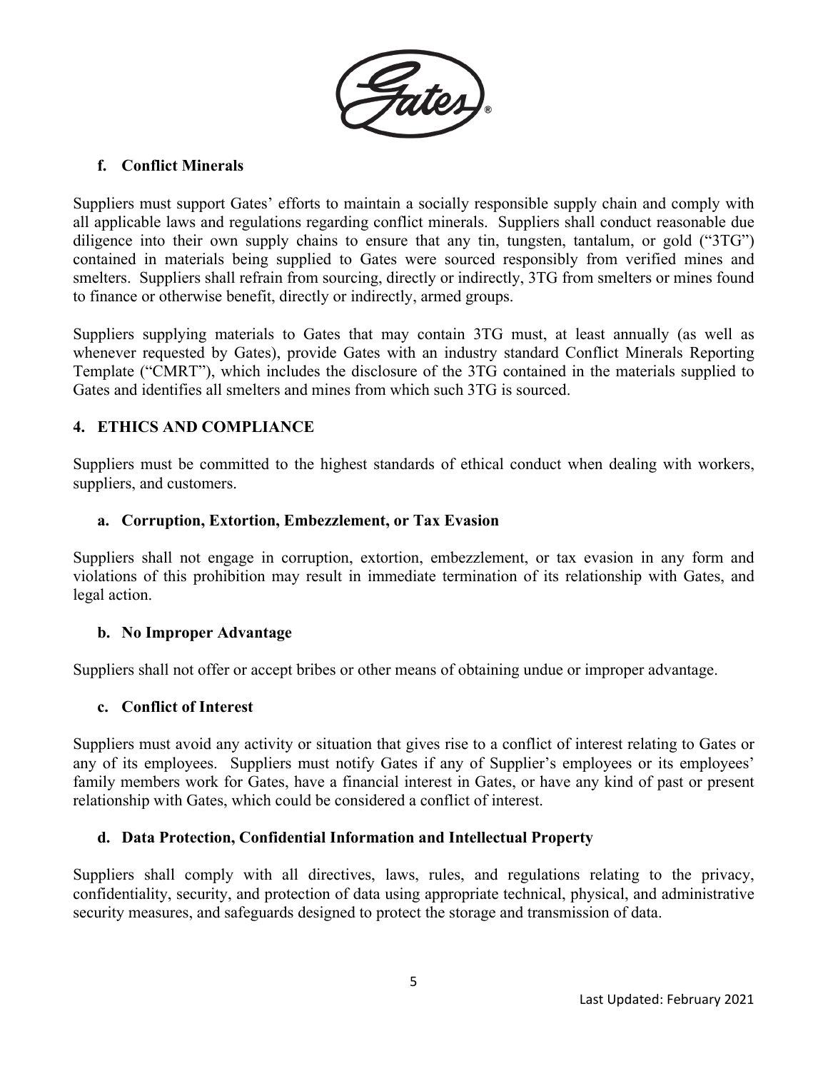### f. Conflict Minerals

Suppliers must support Gates' efforts to maintain a socially responsible supply chain and comply with all applicable laws and regulations regarding conflict minerals. Suppliers shall conduct reasonable due diligence into their own supply chains to ensure that any tin, tungsten, tantalum, or gold ("3TG") contained in materials being supplied to Gates were sourced responsibly from verified mines and smelters. Suppliers shall refrain from sourcing, directly or indirectly, 3TG from smelters or mines found to finance or otherwise benefit, directly or indirectly, armed groups.

Suppliers supplying materials to Gates that may contain 3TG must, at least annually (as well as whenever requested by Gates), provide Gates with an industry standard Conflict Minerals Reporting Template ("CMRT"), which includes the disclosure of the 3TG contained in the materials supplied to Gates and identifies all smelters and mines from which such 3TG is sourced.

## 4. ETHICS AND COMPLIANCE

Suppliers must be committed to the highest standards of ethical conduct when dealing with workers, suppliers, and customers.

### a. Corruption, Extortion, Embezzlement, or Tax Evasion

Suppliers shall not engage in corruption, extortion, embezzlement, or tax evasion in any form and violations of this prohibition may result in immediate termination of its relationship with Gates, and legal action.

### b. No Improper Advantage

Suppliers shall not offer or accept bribes or other means of obtaining undue or improper advantage.

### c. Conflict of Interest

Suppliers must avoid any activity or situation that gives rise to a conflict of interest relating to Gates or any of its employees. Suppliers must notify Gates if any of Supplier's employees or its employees' family members work for Gates, have a financial interest in Gates, or have any kind of past or present relationship with Gates, which could be considered a conflict of interest.

### d. Data Protection, Confidential Information and Intellectual Property

Suppliers shall comply with all directives, laws, rules, and regulations relating to the privacy, confidentiality, security, and protection of data using appropriate technical, physical, and administrative security measures, and safeguards designed to protect the storage and transmission of data.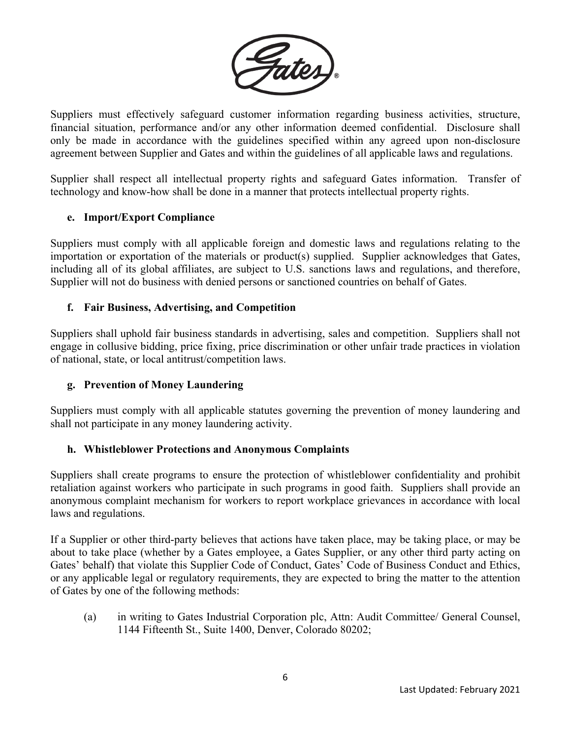Suppliers must effectively safeguard customer information regarding business activities, structure, financial situation, performance and/or any other information deemed confidential. Disclosure shall only be made in accordance with the guidelines specified within any agreed upon non-disclosure agreement between Supplier and Gates and within the guidelines of all applicable laws and regulations.

Supplier shall respect all intellectual property rights and safeguard Gates information. Transfer of technology and know-how shall be done in a manner that protects intellectual property rights.

**e. Import/Export Compliance**

Suppliers must comply with all applicable foreign and domestic laws and regulations relating to the importation or exportation of the materials or product(s) supplied. Supplier acknowledges that Gates, including all of its global affiliates, are subject to U.S. sanctions laws and regulations, and therefore, Supplier will not do business with denied persons or sanctioned countries on behalf of Gates.

**f. Fair Business, Advertising, and Competition**

Suppliers shall uphold fair business standards in advertising, sales and competition. Suppliers shall not engage in collusive bidding, price fixing, price discrimination or other unfair trade practices in violation of national, state, or local antitrust/competition laws.

**g. Prevention of Money Laundering**

Suppliers must comply with all applicable statutes governing the prevention of money laundering and shall not participate in any money laundering activity.

**h. Whistleblower Protections and Anonymous Complaints**

Suppliers shall create programs to ensure the protection of whistleblower confidentiality and prohibit retaliation against workers who participate in such programs in good faith. Suppliers shall provide an anonymous complaint mechanism for workers to report workplace grievances in accordance with local laws and regulations.

If a Supplier or other third-party believes that actions have taken place, may be taking place, or may be about to take place (whether by a Gates employee, a Gates Supplier, or any other third party acting on Gates' behalf) that violate this Supplier Code of Conduct, Gates' Code of Business Conduct and Ethics, or any applicable legal or regulatory requirements, they are expected to bring the matter to the attention of Gates by one of the following methods:

(a) in writing to Gates Industrial Corporation plc, Attn: Audit Committee/ General Counsel, 1144 Fifteenth St., Suite 1400, Denver, Colorado 80202;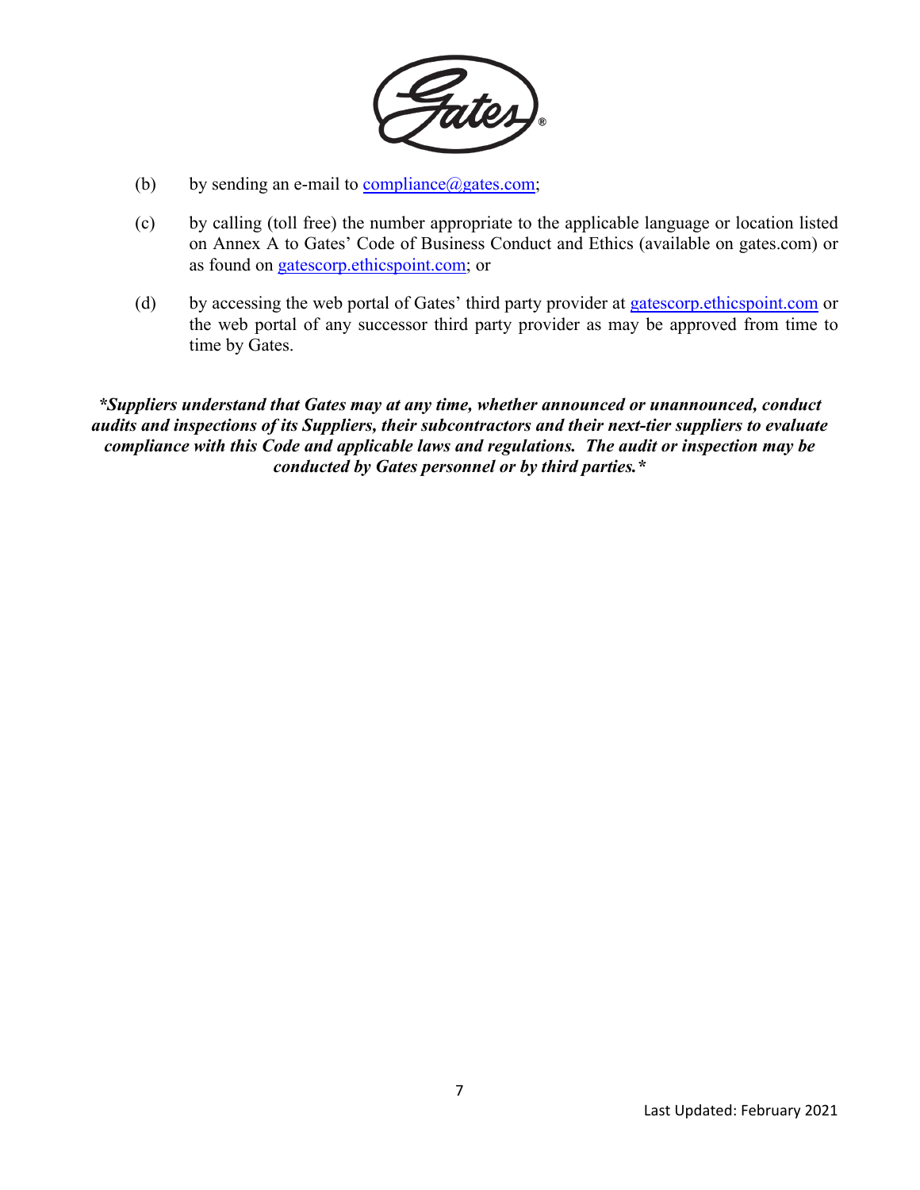(b) by sending an e-mail to compliance@gates.com;

(c) by calling (toll free) the number appropriate to the applicable language or location listed on Annex A to Gates' Code of Business Conduct and Ethics (available on gates.com) or as found on gatescorp.ethicspoint.com; or

(d) by accessing the web portal of Gates' third party provider at gatescorp.ethicspoint.com or the web portal of any successor third party provider as may be approved from time to time by Gates.

***Suppliers understand that Gates may at any time, whether announced or unannounced, conduct audits and inspections of its Suppliers, their subcontractors and their next-tier suppliers to evaluate compliance with this Code and applicable laws and regulations. The audit or inspection may be conducted by Gates personnel or by third parties.***

Last Updated: February 2021